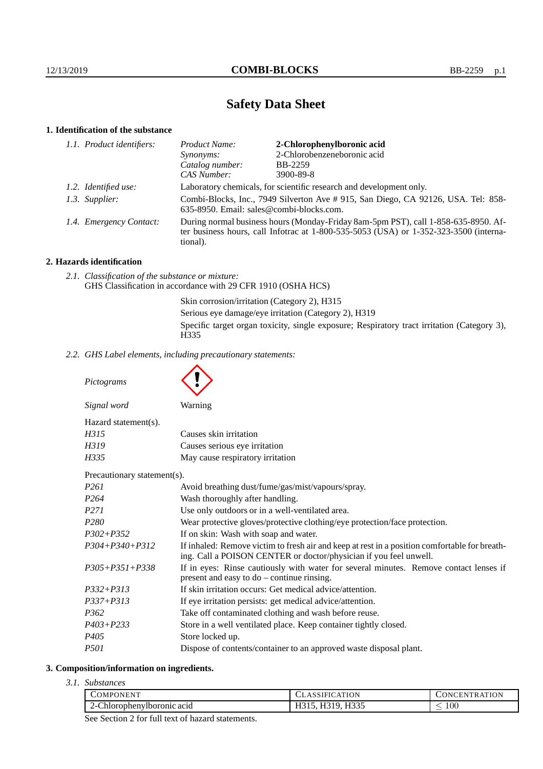# Safety Data Sheet

## 1. Identification of the substance

*1.1. Product identifiers:*

| | |
|---|---|
| *Product Name:* | **2-Chlorophenylboronic acid** |
| *Synonyms:* | 2-Chlorobenzeneboronic acid |
| *Catalog number:* | BB-2259 |
| *CAS Number:* | 3900-89-8 |

*1.2. Identified use:* Laboratory chemicals, for scientific research and development only.

*1.3. Supplier:* Combi-Blocks, Inc., 7949 Silverton Ave # 915, San Diego, CA 92126, USA. Tel: 858-635-8950. Email: sales@combi-blocks.com.

*1.4. Emergency Contact:* During normal business hours (Monday-Friday 8am-5pm PST), call 1-858-635-8950. After business hours, call Infotrac at 1-800-535-5053 (USA) or 1-352-323-3500 (international).

## 2. Hazards identification

*2.1. Classification of the substance or mixture:*
GHS Classification in accordance with 29 CFR 1910 (OSHA HCS)

Skin corrosion/irritation (Category 2), H315
Serious eye damage/eye irritation (Category 2), H319
Specific target organ toxicity, single exposure; Respiratory tract irritation (Category 3), H335

*2.2. GHS Label elements, including precautionary statements:*

*Pictograms*

*Signal word* Warning

Hazard statement(s).

| | |
|---|---|
| *H315* | Causes skin irritation |
| *H319* | Causes serious eye irritation |
| *H335* | May cause respiratory irritation |

Precautionary statement(s).

| | |
|---|---|
| *P261* | Avoid breathing dust/fume/gas/mist/vapours/spray. |
| *P264* | Wash thoroughly after handling. |
| *P271* | Use only outdoors or in a well-ventilated area. |
| *P280* | Wear protective gloves/protective clothing/eye protection/face protection. |
| *P302+P352* | If on skin: Wash with soap and water. |
| *P304+P340+P312* | If inhaled: Remove victim to fresh air and keep at rest in a position comfortable for breathing. Call a POISON CENTER or doctor/physician if you feel unwell. |
| *P305+P351+P338* | If in eyes: Rinse cautiously with water for several minutes. Remove contact lenses if present and easy to do – continue rinsing. |
| *P332+P313* | If skin irritation occurs: Get medical advice/attention. |
| *P337+P313* | If eye irritation persists: get medical advice/attention. |
| *P362* | Take off contaminated clothing and wash before reuse. |
| *P403+P233* | Store in a well ventilated place. Keep container tightly closed. |
| *P405* | Store locked up. |
| *P501* | Dispose of contents/container to an approved waste disposal plant. |

## 3. Composition/information on ingredients.

*3.1. Substances*

| Component | Classification | Concentration |
|---|---|---|
| 2-Chlorophenylboronic acid | H315, H319, H335 | $\leq 100$ |

See Section 2 for full text of hazard statements.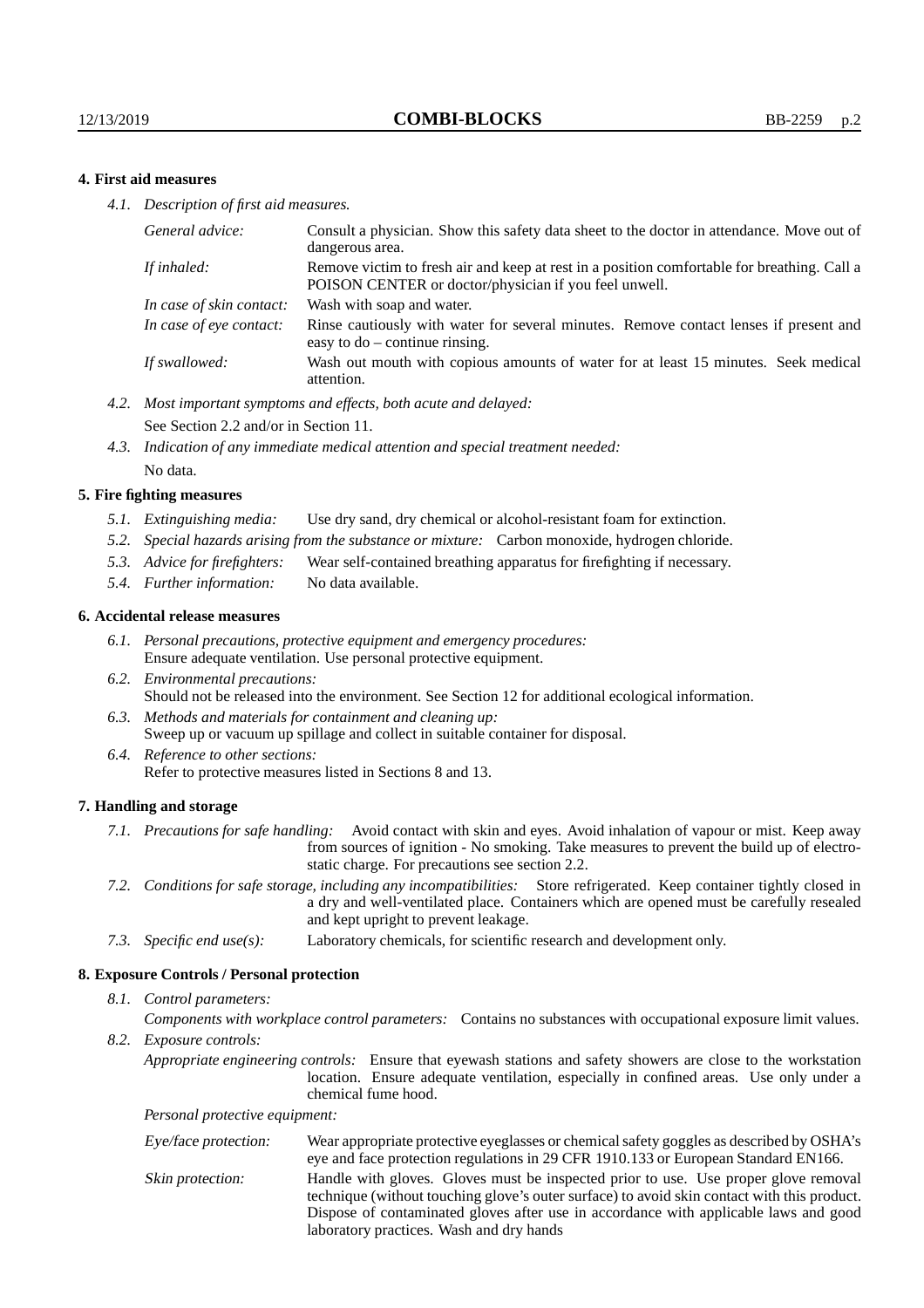### 4. First aid measures

*4.1. Description of first aid measures.*

| | |
|---|---|
| *General advice:* | Consult a physician. Show this safety data sheet to the doctor in attendance. Move out of dangerous area. |
| *If inhaled:* | Remove victim to fresh air and keep at rest in a position comfortable for breathing. Call a POISON CENTER or doctor/physician if you feel unwell. |
| *In case of skin contact:* | Wash with soap and water. |
| *In case of eye contact:* | Rinse cautiously with water for several minutes. Remove contact lenses if present and easy to do – continue rinsing. |
| *If swallowed:* | Wash out mouth with copious amounts of water for at least 15 minutes. Seek medical attention. |

*4.2. Most important symptoms and effects, both acute and delayed:*
See Section 2.2 and/or in Section 11.

*4.3. Indication of any immediate medical attention and special treatment needed:*
No data.

### 5. Fire fighting measures

*5.1. Extinguishing media:* Use dry sand, dry chemical or alcohol-resistant foam for extinction.

*5.2. Special hazards arising from the substance or mixture:* Carbon monoxide, hydrogen chloride.

*5.3. Advice for firefighters:* Wear self-contained breathing apparatus for firefighting if necessary.

*5.4. Further information:* No data available.

### 6. Accidental release measures

*6.1. Personal precautions, protective equipment and emergency procedures:*
Ensure adequate ventilation. Use personal protective equipment.

*6.2. Environmental precautions:*
Should not be released into the environment. See Section 12 for additional ecological information.

*6.3. Methods and materials for containment and cleaning up:*
Sweep up or vacuum up spillage and collect in suitable container for disposal.

*6.4. Reference to other sections:*
Refer to protective measures listed in Sections 8 and 13.

### 7. Handling and storage

*7.1. Precautions for safe handling:* Avoid contact with skin and eyes. Avoid inhalation of vapour or mist. Keep away from sources of ignition - No smoking. Take measures to prevent the build up of electrostatic charge. For precautions see section 2.2.

*7.2. Conditions for safe storage, including any incompatibilities:* Store refrigerated. Keep container tightly closed in a dry and well-ventilated place. Containers which are opened must be carefully resealed and kept upright to prevent leakage.

*7.3. Specific end use(s):* Laboratory chemicals, for scientific research and development only.

### 8. Exposure Controls / Personal protection

*8.1. Control parameters:*

*Components with workplace control parameters:* Contains no substances with occupational exposure limit values.

*8.2. Exposure controls:*

*Appropriate engineering controls:* Ensure that eyewash stations and safety showers are close to the workstation location. Ensure adequate ventilation, especially in confined areas. Use only under a chemical fume hood.

*Personal protective equipment:*

| | |
|---|---|
| *Eye/face protection:* | Wear appropriate protective eyeglasses or chemical safety goggles as described by OSHA's eye and face protection regulations in 29 CFR 1910.133 or European Standard EN166. |
| *Skin protection:* | Handle with gloves. Gloves must be inspected prior to use. Use proper glove removal technique (without touching glove's outer surface) to avoid skin contact with this product. Dispose of contaminated gloves after use in accordance with applicable laws and good laboratory practices. Wash and dry hands |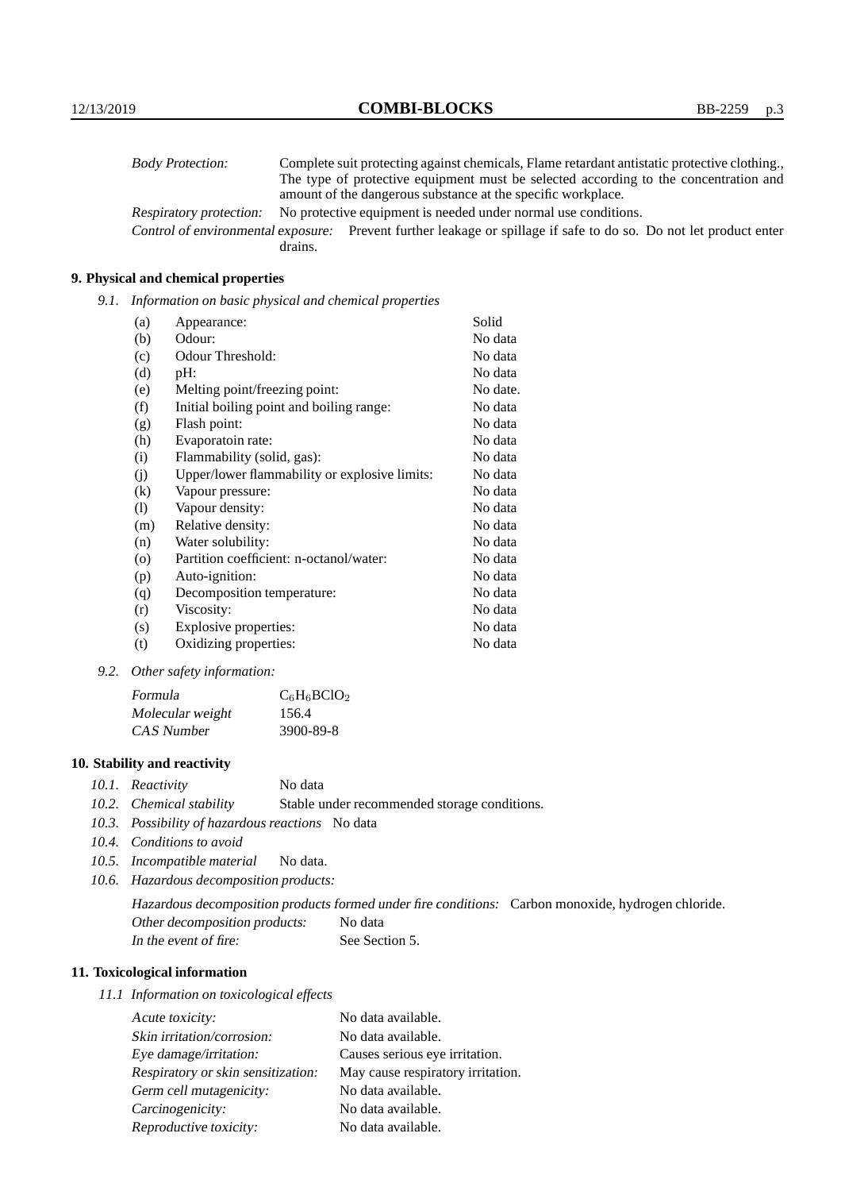| | |
|---|---|
| *Body Protection:* | Complete suit protecting against chemicals, Flame retardant antistatic protective clothing., The type of protective equipment must be selected according to the concentration and amount of the dangerous substance at the specific workplace. |
| *Respiratory protection:* | No protective equipment is needed under normal use conditions. |
| *Control of environmental exposure:* | Prevent further leakage or spillage if safe to do so. Do not let product enter drains. |

## 9. Physical and chemical properties

*9.1. Information on basic physical and chemical properties*

| | | |
|---|---|---|
| (a) | Appearance: | Solid |
| (b) | Odour: | No data |
| (c) | Odour Threshold: | No data |
| (d) | pH: | No data |
| (e) | Melting point/freezing point: | No date. |
| (f) | Initial boiling point and boiling range: | No data |
| (g) | Flash point: | No data |
| (h) | Evaporatoin rate: | No data |
| (i) | Flammability (solid, gas): | No data |
| (j) | Upper/lower flammability or explosive limits: | No data |
| (k) | Vapour pressure: | No data |
| (l) | Vapour density: | No data |
| (m) | Relative density: | No data |
| (n) | Water solubility: | No data |
| (o) | Partition coefficient: n-octanol/water: | No data |
| (p) | Auto-ignition: | No data |
| (q) | Decomposition temperature: | No data |
| (r) | Viscosity: | No data |
| (s) | Explosive properties: | No data |
| (t) | Oxidizing properties: | No data |

*9.2. Other safety information:*

| | |
|---|---|
| *Formula* | $C_6H_6BClO_2$ |
| *Molecular weight* | 156.4 |
| *CAS Number* | 3900-89-8 |

## 10. Stability and reactivity

*10.1. Reactivity* No data

*10.2. Chemical stability* Stable under recommended storage conditions.

*10.3. Possibility of hazardous reactions* No data

*10.4. Conditions to avoid*

*10.5. Incompatible material* No data.

*10.6. Hazardous decomposition products:*

*Hazardous decomposition products formed under fire conditions:* Carbon monoxide, hydrogen chloride.

*Other decomposition products:* No data

*In the event of fire:* See Section 5.

## 11. Toxicological information

*11.1 Information on toxicological effects*

| | |
|---|---|
| *Acute toxicity:* | No data available. |
| *Skin irritation/corrosion:* | No data available. |
| *Eye damage/irritation:* | Causes serious eye irritation. |
| *Respiratory or skin sensitization:* | May cause respiratory irritation. |
| *Germ cell mutagenicity:* | No data available. |
| *Carcinogenicity:* | No data available. |
| *Reproductive toxicity:* | No data available. |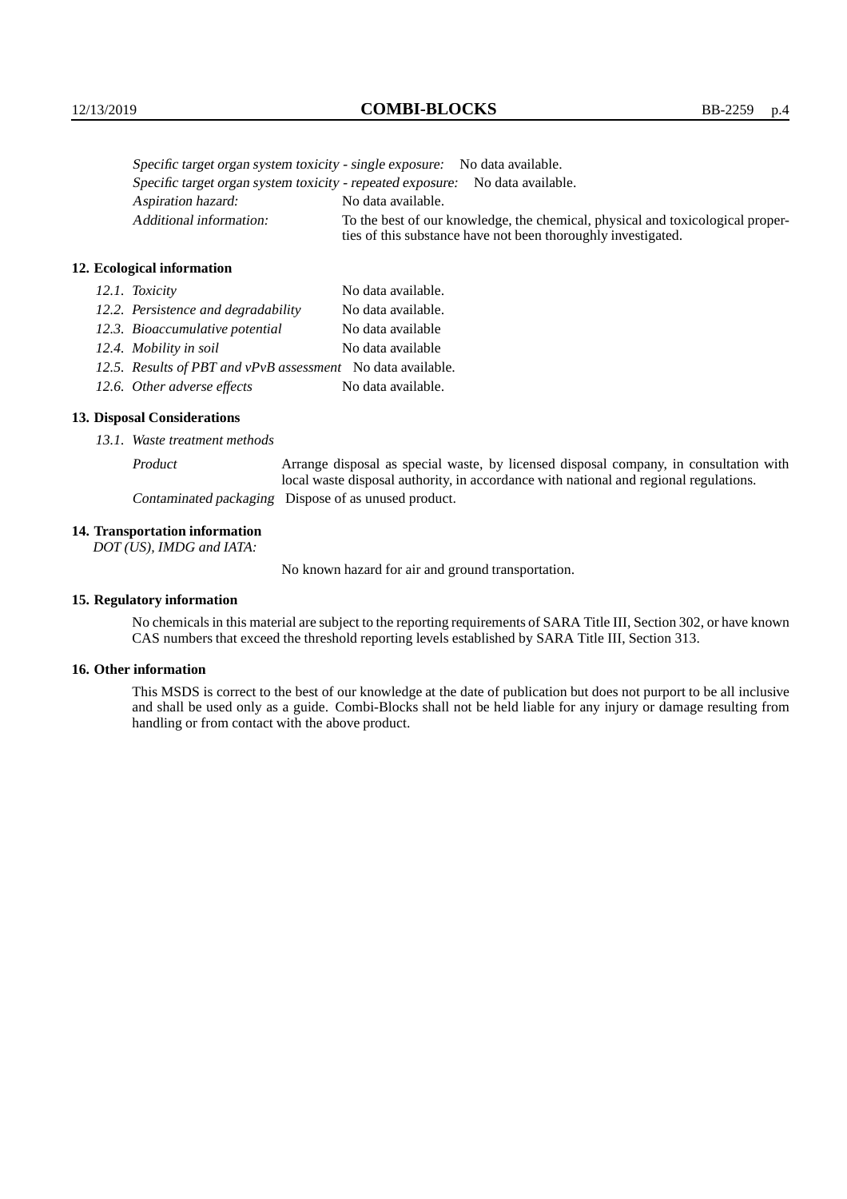*Specific target organ system toxicity - single exposure:* No data available.

*Specific target organ system toxicity - repeated exposure:* No data available.

*Aspiration hazard:* No data available.

*Additional information:* To the best of our knowledge, the chemical, physical and toxicological properties of this substance have not been thoroughly investigated.

## 12. Ecological information

*12.1. Toxicity* No data available.

*12.2. Persistence and degradability* No data available.

*12.3. Bioaccumulative potential* No data available

*12.4. Mobility in soil* No data available

*12.5. Results of PBT and vPvB assessment* No data available.

*12.6. Other adverse effects* No data available.

## 13. Disposal Considerations

*13.1. Waste treatment methods*

*Product* Arrange disposal as special waste, by licensed disposal company, in consultation with local waste disposal authority, in accordance with national and regional regulations.

*Contaminated packaging* Dispose of as unused product.

## 14. Transportation information

*DOT (US), IMDG and IATA:*

No known hazard for air and ground transportation.

## 15. Regulatory information

No chemicals in this material are subject to the reporting requirements of SARA Title III, Section 302, or have known CAS numbers that exceed the threshold reporting levels established by SARA Title III, Section 313.

## 16. Other information

This MSDS is correct to the best of our knowledge at the date of publication but does not purport to be all inclusive and shall be used only as a guide. Combi-Blocks shall not be held liable for any injury or damage resulting from handling or from contact with the above product.